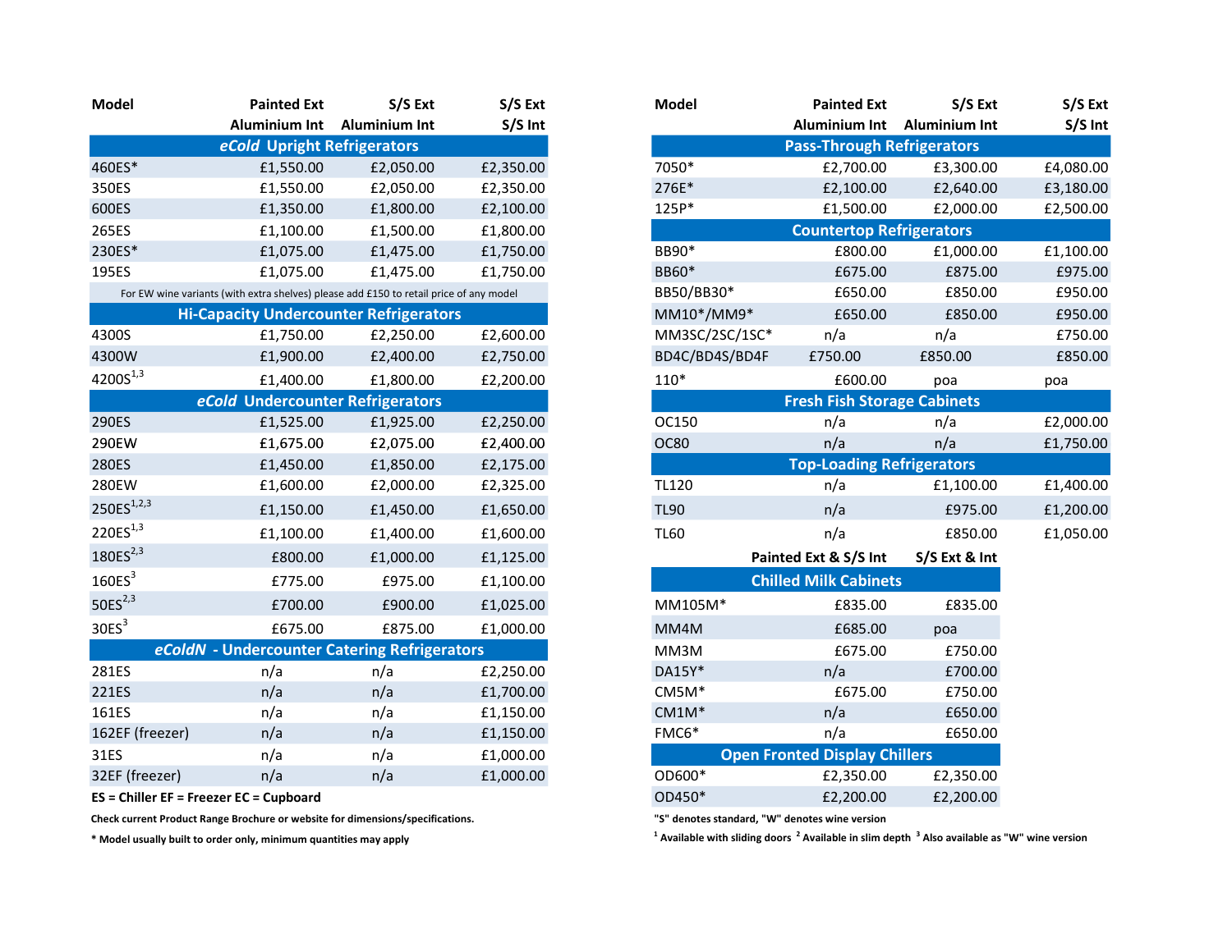| Model | Painted Ext Aluminium Int | S/S Ext Aluminium Int | S/S Ext S/S Int |
|---|---|---|---|
| ***eCold* Upright Refrigerators** | | | |
| 460ES* | £1,550.00 | £2,050.00 | £2,350.00 |
| 350ES | £1,550.00 | £2,050.00 | £2,350.00 |
| 600ES | £1,350.00 | £1,800.00 | £2,100.00 |
| 265ES | £1,100.00 | £1,500.00 | £1,800.00 |
| 230ES* | £1,075.00 | £1,475.00 | £1,750.00 |
| 195ES | £1,075.00 | £1,475.00 | £1,750.00 |
| For EW wine variants (with extra shelves) please add £150 to retail price of any model | | | |
| **Hi-Capacity Undercounter Refrigerators** | | | |
| 4300S | £1,750.00 | £2,250.00 | £2,600.00 |
| 4300W | £1,900.00 | £2,400.00 | £2,750.00 |
| 4200S[1,3] | £1,400.00 | £1,800.00 | £2,200.00 |
| ***eCold* Undercounter Refrigerators** | | | |
| 290ES | £1,525.00 | £1,925.00 | £2,250.00 |
| 290EW | £1,675.00 | £2,075.00 | £2,400.00 |
| 280ES | £1,450.00 | £1,850.00 | £2,175.00 |
| 280EW | £1,600.00 | £2,000.00 | £2,325.00 |
| 250ES[1,2,3] | £1,150.00 | £1,450.00 | £1,650.00 |
| 220ES[1,3] | £1,100.00 | £1,400.00 | £1,600.00 |
| 180ES[2,3] | £800.00 | £1,000.00 | £1,125.00 |
| 160ES[3] | £775.00 | £975.00 | £1,100.00 |
| 50ES[2,3] | £700.00 | £900.00 | £1,025.00 |
| 30ES[3] | £675.00 | £875.00 | £1,000.00 |
| ***eColdN* - Undercounter Catering Refrigerators** | | | |
| 281ES | n/a | n/a | £2,250.00 |
| 221ES | n/a | n/a | £1,700.00 |
| 161ES | n/a | n/a | £1,150.00 |
| 162EF (freezer) | n/a | n/a | £1,150.00 |
| 31ES | n/a | n/a | £1,000.00 |
| 32EF (freezer) | n/a | n/a | £1,000.00 |

**ES = Chiller EF = Freezer EC = Cupboard**

**Check current Product Range Brochure or website for dimensions/specifications.**

**\* Model usually built to order only, minimum quantities may apply**

| Model | Painted Ext Aluminium Int | S/S Ext Aluminium Int | S/S Ext S/S Int |
|---|---|---|---|
| **Pass-Through Refrigerators** | | | |
| 7050* | £2,700.00 | £3,300.00 | £4,080.00 |
| 276E* | £2,100.00 | £2,640.00 | £3,180.00 |
| 125P* | £1,500.00 | £2,000.00 | £2,500.00 |
| **Countertop Refrigerators** | | | |
| BB90* | £800.00 | £1,000.00 | £1,100.00 |
| BB60* | £675.00 | £875.00 | £975.00 |
| BB50/BB30* | £650.00 | £850.00 | £950.00 |
| MM10*/MM9* | £650.00 | £850.00 | £950.00 |
| MM3SC/2SC/1SC* | n/a | n/a | £750.00 |
| BD4C/BD4S/BD4F | £750.00 | £850.00 | £850.00 |
| 110* | £600.00 | poa | poa |
| **Fresh Fish Storage Cabinets** | | | |
| OC150 | n/a | n/a | £2,000.00 |
| OC80 | n/a | n/a | £1,750.00 |
| **Top-Loading Refrigerators** | | | |
| TL120 | n/a | £1,100.00 | £1,400.00 |
| TL90 | n/a | £975.00 | £1,200.00 |
| TL60 | n/a | £850.00 | £1,050.00 |

| Model | Painted Ext & S/S Int | S/S Ext & Int |
|---|---|---|
| **Chilled Milk Cabinets** | | |
| MM105M* | £835.00 | £835.00 |
| MM4M | £685.00 | poa |
| MM3M | £675.00 | £750.00 |
| DA15Y* | n/a | £700.00 |
| CM5M* | £675.00 | £750.00 |
| CM1M* | n/a | £650.00 |
| FMC6* | n/a | £650.00 |
| **Open Fronted Display Chillers** | | |
| OD600* | £2,350.00 | £2,350.00 |
| OD450* | £2,200.00 | £2,200.00 |

**"S" denotes standard, "W" denotes wine version**

**[1] Available with sliding doors [2] Available in slim depth [3] Also available as "W" wine version**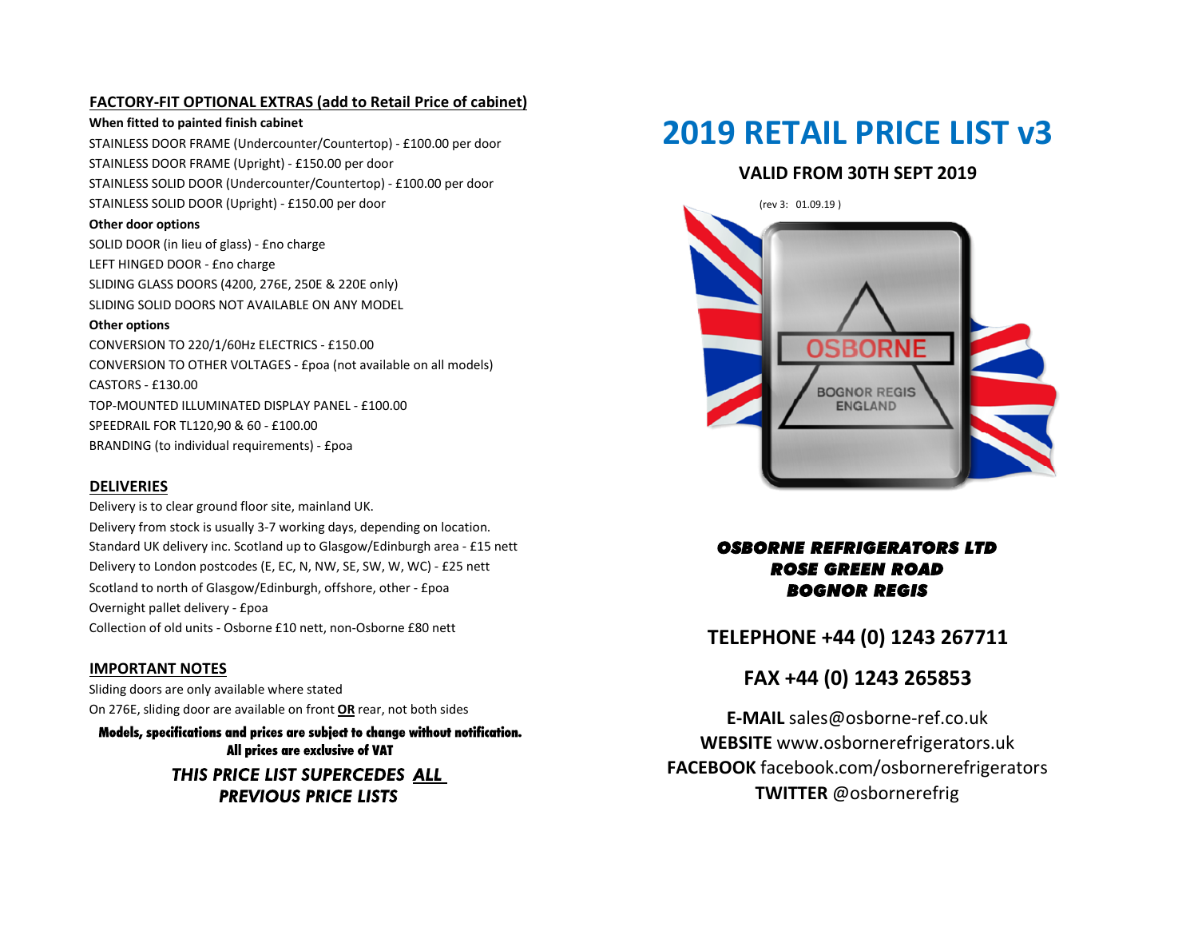## FACTORY-FIT OPTIONAL EXTRAS (add to Retail Price of cabinet)

**When fitted to painted finish cabinet**

STAINLESS DOOR FRAME (Undercounter/Countertop) - £100.00 per door
STAINLESS DOOR FRAME (Upright) - £150.00 per door
STAINLESS SOLID DOOR (Undercounter/Countertop) - £100.00 per door
STAINLESS SOLID DOOR (Upright) - £150.00 per door

**Other door options**

SOLID DOOR (in lieu of glass) - £no charge
LEFT HINGED DOOR - £no charge
SLIDING GLASS DOORS (4200, 276E, 250E & 220E only)
SLIDING SOLID DOORS NOT AVAILABLE ON ANY MODEL

**Other options**

CONVERSION TO 220/1/60Hz ELECTRICS - £150.00
CONVERSION TO OTHER VOLTAGES - £poa (not available on all models)
CASTORS - £130.00
TOP-MOUNTED ILLUMINATED DISPLAY PANEL - £100.00
SPEEDRAIL FOR TL120,90 & 60 - £100.00
BRANDING (to individual requirements) - £poa

## DELIVERIES

Delivery is to clear ground floor site, mainland UK.
Delivery from stock is usually 3-7 working days, depending on location.
Standard UK delivery inc. Scotland up to Glasgow/Edinburgh area - £15 nett
Delivery to London postcodes (E, EC, N, NW, SE, SW, W, WC) - £25 nett
Scotland to north of Glasgow/Edinburgh, offshore, other - £poa
Overnight pallet delivery - £poa
Collection of old units - Osborne £10 nett, non-Osborne £80 nett

## IMPORTANT NOTES

Sliding doors are only available where stated
On 276E, sliding door are available on front **OR** rear, not both sides

**Models, specifications and prices are subject to change without notification.**
**All prices are exclusive of VAT**

***THIS PRICE LIST SUPERCEDES ALL PREVIOUS PRICE LISTS***

# 2019 RETAIL PRICE LIST v3

### VALID FROM 30TH SEPT 2019

(rev 3: 01.09.19 )

OSBORNE
BOGNOR REGIS
ENGLAND

***OSBORNE REFRIGERATORS LTD***
***ROSE GREEN ROAD***
***BOGNOR REGIS***

**TELEPHONE +44 (0) 1243 267711**

**FAX +44 (0) 1243 265853**

**E-MAIL** sales@osborne-ref.co.uk
**WEBSITE** www.osbornerefrigerators.uk
**FACEBOOK** facebook.com/osbornerefrigerators
**TWITTER** @osbornerefrig